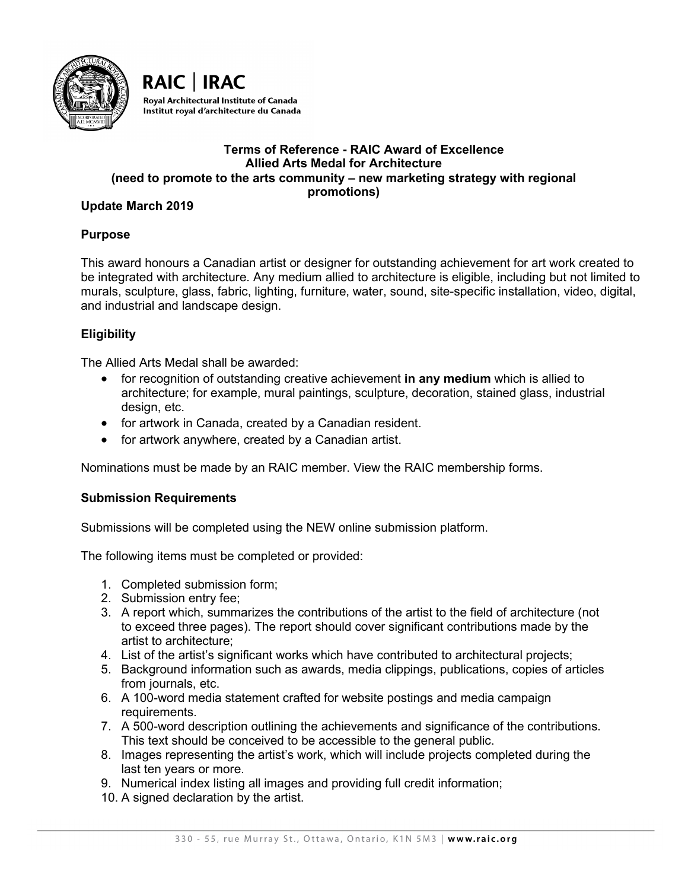RAIC | IRAC

Royal Architectural Institute of Canada
Institut royal d'architecture du Canada

# Terms of Reference - RAIC Award of Excellence
## Allied Arts Medal for Architecture
### (need to promote to the arts community – new marketing strategy with regional promotions)

**Update March 2019**

**Purpose**

This award honours a Canadian artist or designer for outstanding achievement for art work created to be integrated with architecture. Any medium allied to architecture is eligible, including but not limited to murals, sculpture, glass, fabric, lighting, furniture, water, sound, site-specific installation, video, digital, and industrial and landscape design.

**Eligibility**

The Allied Arts Medal shall be awarded:

- for recognition of outstanding creative achievement **in any medium** which is allied to architecture; for example, mural paintings, sculpture, decoration, stained glass, industrial design, etc.
- for artwork in Canada, created by a Canadian resident.
- for artwork anywhere, created by a Canadian artist.

Nominations must be made by an RAIC member. View the RAIC membership forms.

**Submission Requirements**

Submissions will be completed using the NEW online submission platform.

The following items must be completed or provided:

1. Completed submission form;
2. Submission entry fee;
3. A report which, summarizes the contributions of the artist to the field of architecture (not to exceed three pages). The report should cover significant contributions made by the artist to architecture;
4. List of the artist's significant works which have contributed to architectural projects;
5. Background information such as awards, media clippings, publications, copies of articles from journals, etc.
6. A 100-word media statement crafted for website postings and media campaign requirements.
7. A 500-word description outlining the achievements and significance of the contributions. This text should be conceived to be accessible to the general public.
8. Images representing the artist's work, which will include projects completed during the last ten years or more.
9. Numerical index listing all images and providing full credit information;
10. A signed declaration by the artist.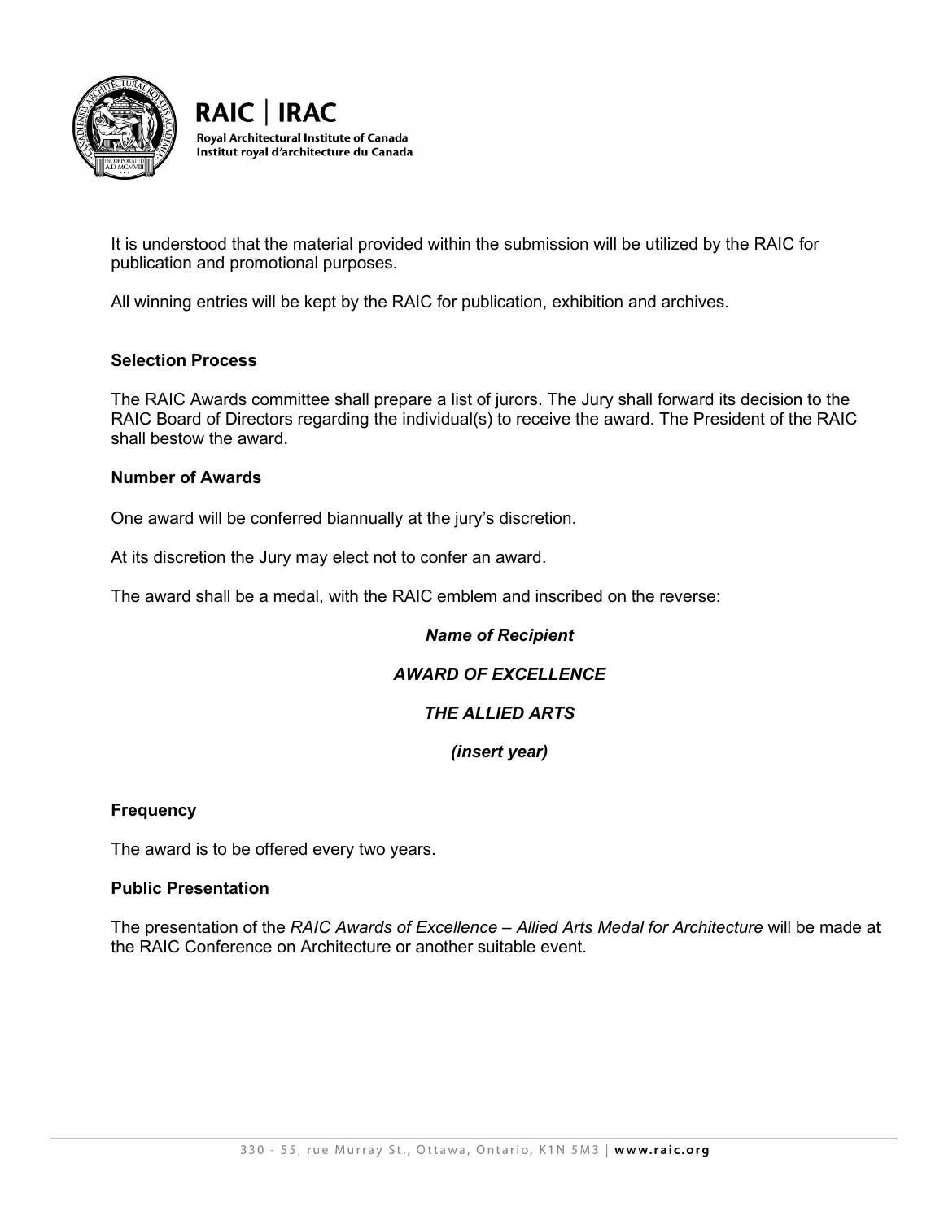It is understood that the material provided within the submission will be utilized by the RAIC for publication and promotional purposes.

All winning entries will be kept by the RAIC for publication, exhibition and archives.

**Selection Process**

The RAIC Awards committee shall prepare a list of jurors. The Jury shall forward its decision to the RAIC Board of Directors regarding the individual(s) to receive the award. The President of the RAIC shall bestow the award.

**Number of Awards**

One award will be conferred biannually at the jury's discretion.

At its discretion the Jury may elect not to confer an award.

The award shall be a medal, with the RAIC emblem and inscribed on the reverse:

***Name of Recipient***

***AWARD OF EXCELLENCE***

***THE ALLIED ARTS***

***(insert year)***

**Frequency**

The award is to be offered every two years.

**Public Presentation**

The presentation of the *RAIC Awards of Excellence – Allied Arts Medal for Architecture* will be made at the RAIC Conference on Architecture or another suitable event.